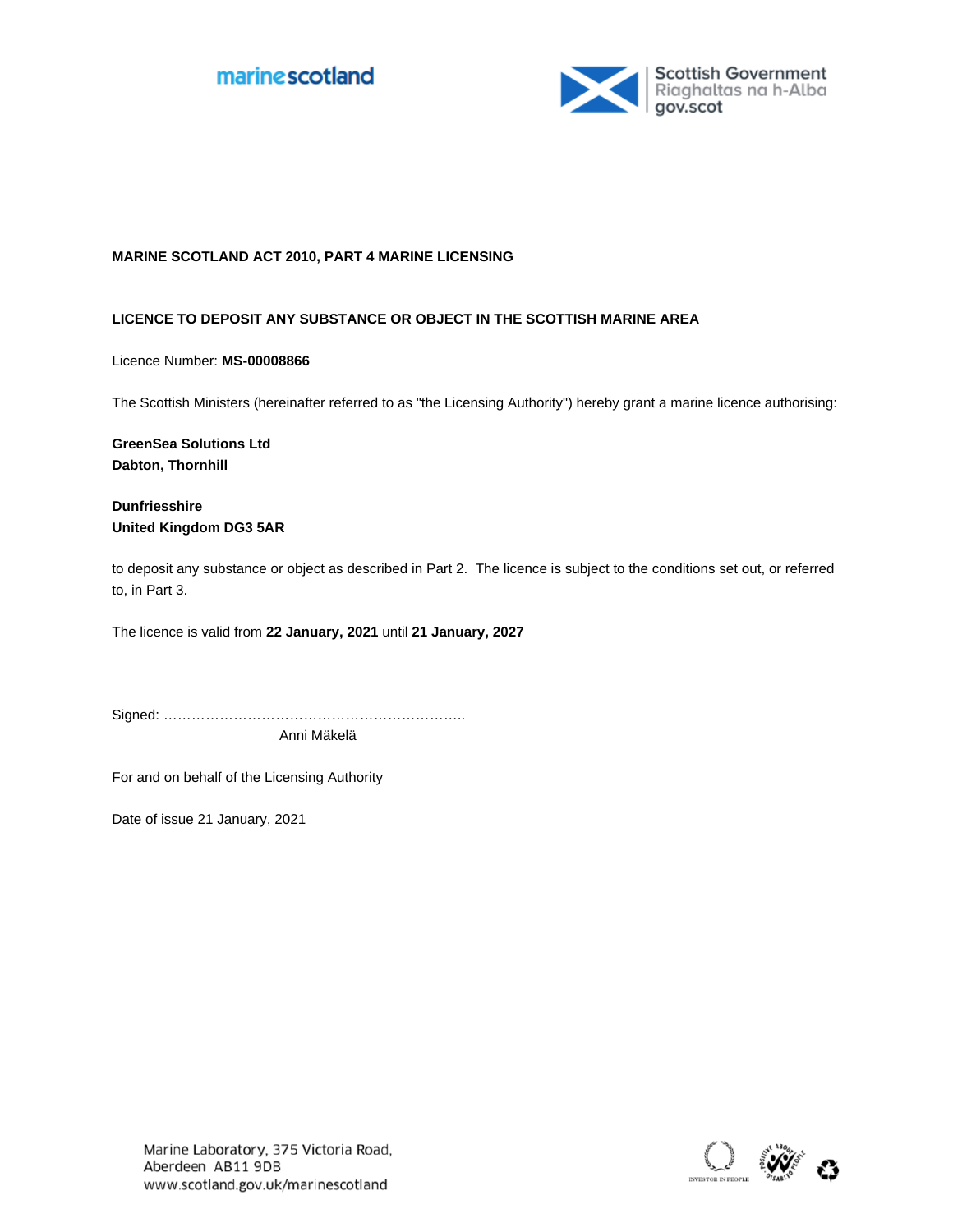**MARINE SCOTLAND ACT 2010, PART 4 MARINE LICENSING**

**LICENCE TO DEPOSIT ANY SUBSTANCE OR OBJECT IN THE SCOTTISH MARINE AREA**

Licence Number: **MS-00008866**

The Scottish Ministers (hereinafter referred to as "the Licensing Authority") hereby grant a marine licence authorising:

**GreenSea Solutions Ltd**
**Dabton, Thornhill**

**Dunfriesshire**
**United Kingdom DG3 5AR**

to deposit any substance or object as described in Part 2. The licence is subject to the conditions set out, or referred to, in Part 3.

The licence is valid from **22 January, 2021** until **21 January, 2027**

Signed: …………………………………………………………..

Anni Mäkelä

For and on behalf of the Licensing Authority

Date of issue 21 January, 2021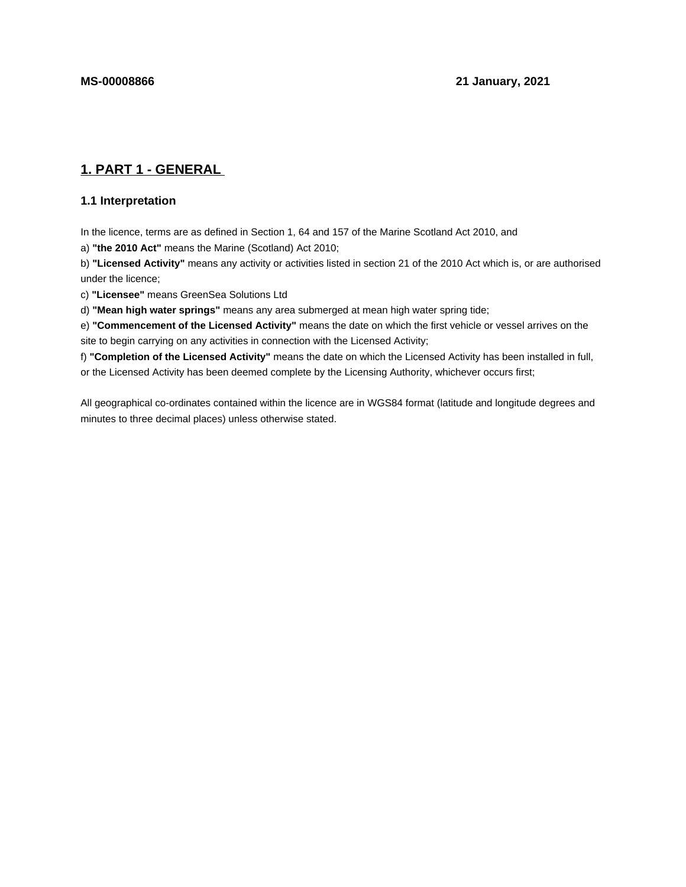**MS-00008866** **21 January, 2021**

# 1. PART 1 - GENERAL

## 1.1 Interpretation

In the licence, terms are as defined in Section 1, 64 and 157 of the Marine Scotland Act 2010, and

a) **"the 2010 Act"** means the Marine (Scotland) Act 2010;

b) **"Licensed Activity"** means any activity or activities listed in section 21 of the 2010 Act which is, or are authorised under the licence;

c) **"Licensee"** means GreenSea Solutions Ltd

d) **"Mean high water springs"** means any area submerged at mean high water spring tide;

e) **"Commencement of the Licensed Activity"** means the date on which the first vehicle or vessel arrives on the site to begin carrying on any activities in connection with the Licensed Activity;

f) **"Completion of the Licensed Activity"** means the date on which the Licensed Activity has been installed in full, or the Licensed Activity has been deemed complete by the Licensing Authority, whichever occurs first;

All geographical co-ordinates contained within the licence are in WGS84 format (latitude and longitude degrees and minutes to three decimal places) unless otherwise stated.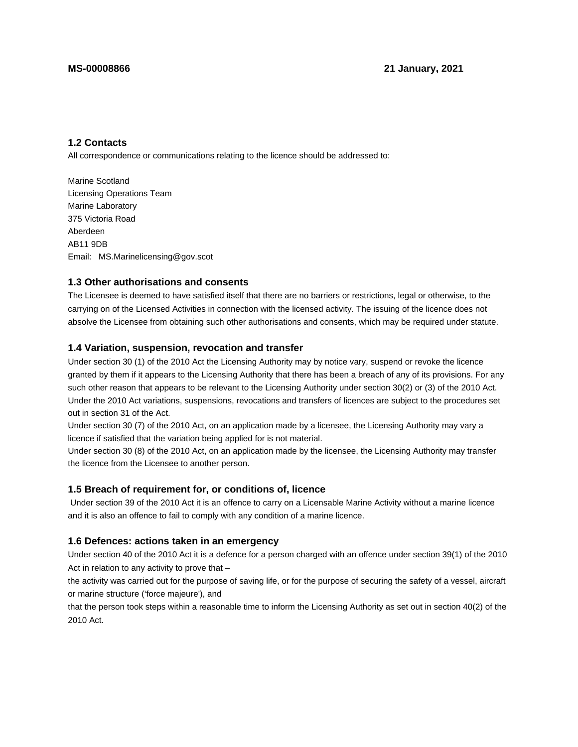### 1.2 Contacts

All correspondence or communications relating to the licence should be addressed to:

Marine Scotland
Licensing Operations Team
Marine Laboratory
375 Victoria Road
Aberdeen
AB11 9DB
Email: MS.Marinelicensing@gov.scot

### 1.3 Other authorisations and consents

The Licensee is deemed to have satisfied itself that there are no barriers or restrictions, legal or otherwise, to the carrying on of the Licensed Activities in connection with the licensed activity. The issuing of the licence does not absolve the Licensee from obtaining such other authorisations and consents, which may be required under statute.

### 1.4 Variation, suspension, revocation and transfer

Under section 30 (1) of the 2010 Act the Licensing Authority may by notice vary, suspend or revoke the licence granted by them if it appears to the Licensing Authority that there has been a breach of any of its provisions. For any such other reason that appears to be relevant to the Licensing Authority under section 30(2) or (3) of the 2010 Act. Under the 2010 Act variations, suspensions, revocations and transfers of licences are subject to the procedures set out in section 31 of the Act.

Under section 30 (7) of the 2010 Act, on an application made by a licensee, the Licensing Authority may vary a licence if satisfied that the variation being applied for is not material.

Under section 30 (8) of the 2010 Act, on an application made by the licensee, the Licensing Authority may transfer the licence from the Licensee to another person.

### 1.5 Breach of requirement for, or conditions of, licence

Under section 39 of the 2010 Act it is an offence to carry on a Licensable Marine Activity without a marine licence and it is also an offence to fail to comply with any condition of a marine licence.

### 1.6 Defences: actions taken in an emergency

Under section 40 of the 2010 Act it is a defence for a person charged with an offence under section 39(1) of the 2010 Act in relation to any activity to prove that –

the activity was carried out for the purpose of saving life, or for the purpose of securing the safety of a vessel, aircraft or marine structure ('force majeure'), and

that the person took steps within a reasonable time to inform the Licensing Authority as set out in section 40(2) of the 2010 Act.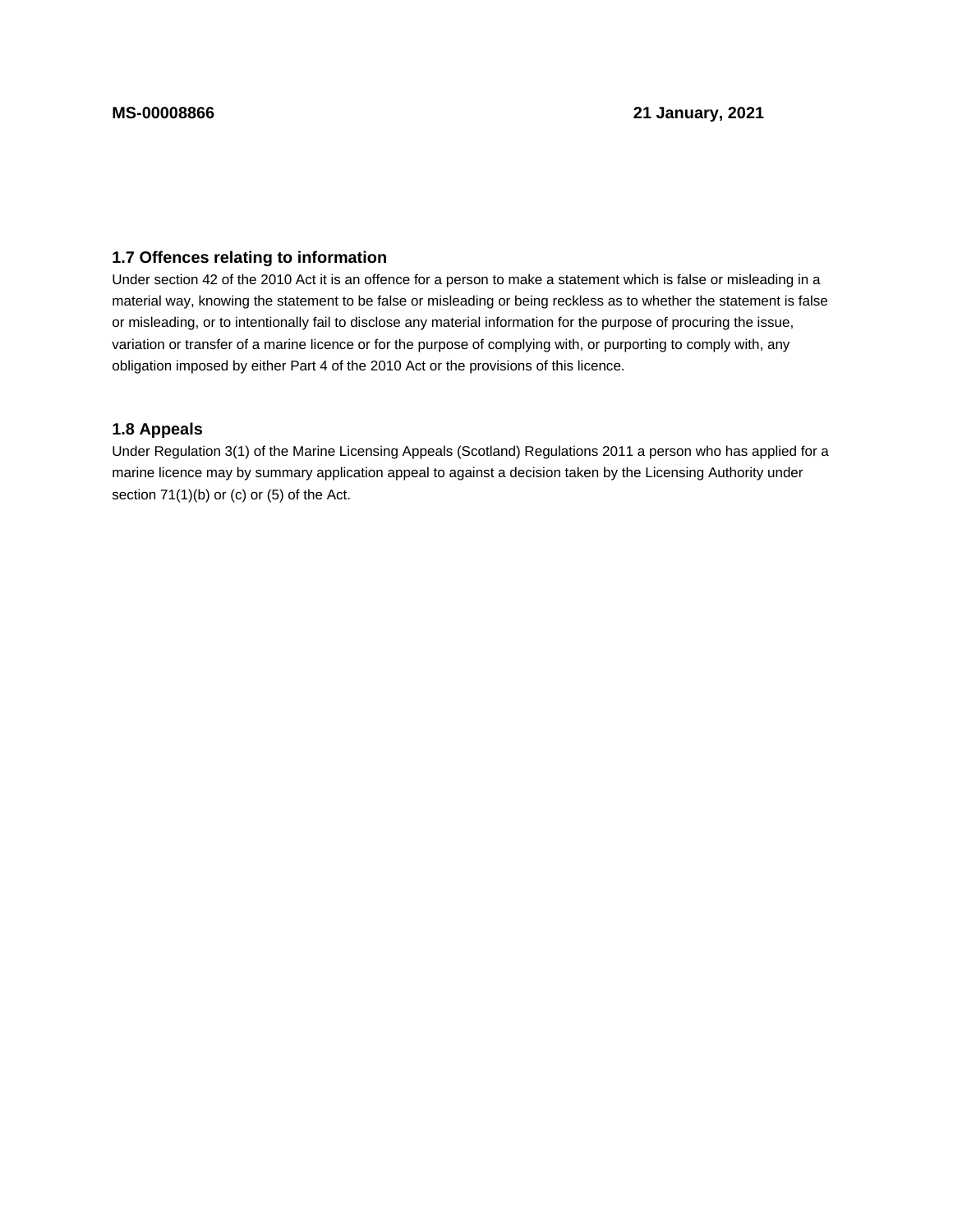## 1.7 Offences relating to information

Under section 42 of the 2010 Act it is an offence for a person to make a statement which is false or misleading in a material way, knowing the statement to be false or misleading or being reckless as to whether the statement is false or misleading, or to intentionally fail to disclose any material information for the purpose of procuring the issue, variation or transfer of a marine licence or for the purpose of complying with, or purporting to comply with, any obligation imposed by either Part 4 of the 2010 Act or the provisions of this licence.

## 1.8 Appeals

Under Regulation 3(1) of the Marine Licensing Appeals (Scotland) Regulations 2011 a person who has applied for a marine licence may by summary application appeal to against a decision taken by the Licensing Authority under section 71(1)(b) or (c) or (5) of the Act.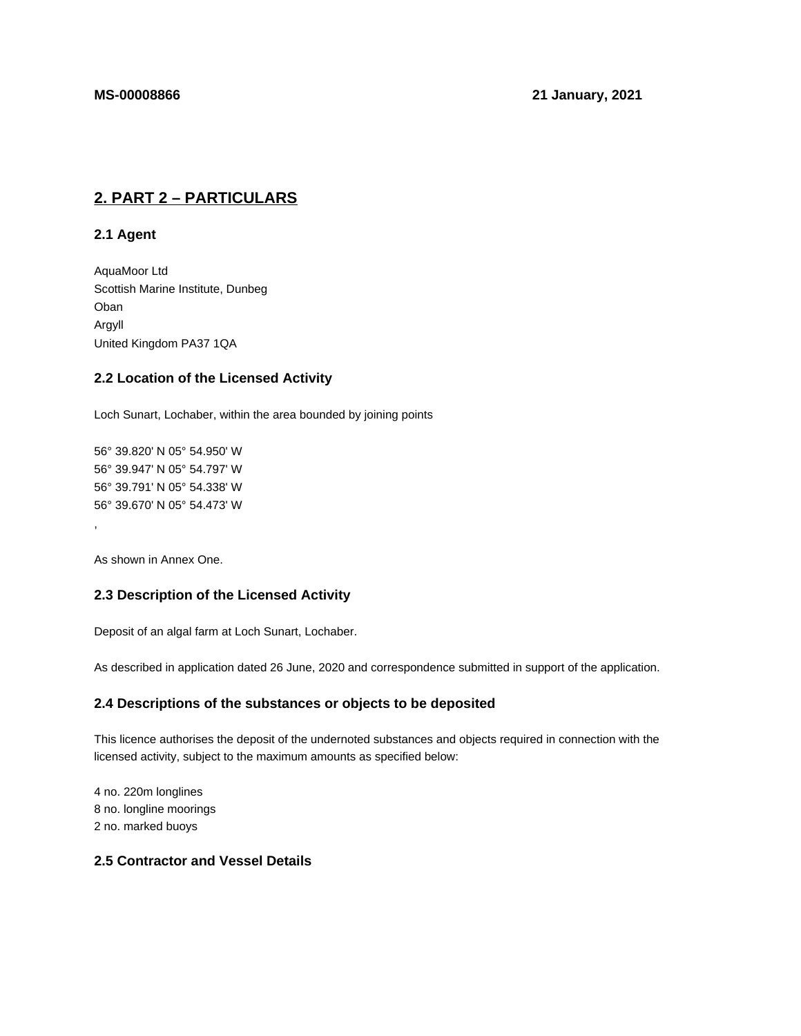**MS-00008866** **21 January, 2021**

## 2. PART 2 – PARTICULARS

### 2.1 Agent

AquaMoor Ltd
Scottish Marine Institute, Dunbeg
Oban
Argyll
United Kingdom PA37 1QA

### 2.2 Location of the Licensed Activity

Loch Sunart, Lochaber, within the area bounded by joining points

56° 39.820' N 05° 54.950' W
56° 39.947' N 05° 54.797' W
56° 39.791' N 05° 54.338' W
56° 39.670' N 05° 54.473' W

,

As shown in Annex One.

### 2.3 Description of the Licensed Activity

Deposit of an algal farm at Loch Sunart, Lochaber.

As described in application dated 26 June, 2020 and correspondence submitted in support of the application.

### 2.4 Descriptions of the substances or objects to be deposited

This licence authorises the deposit of the undernoted substances and objects required in connection with the licensed activity, subject to the maximum amounts as specified below:

4 no. 220m longlines
8 no. longline moorings
2 no. marked buoys

### 2.5 Contractor and Vessel Details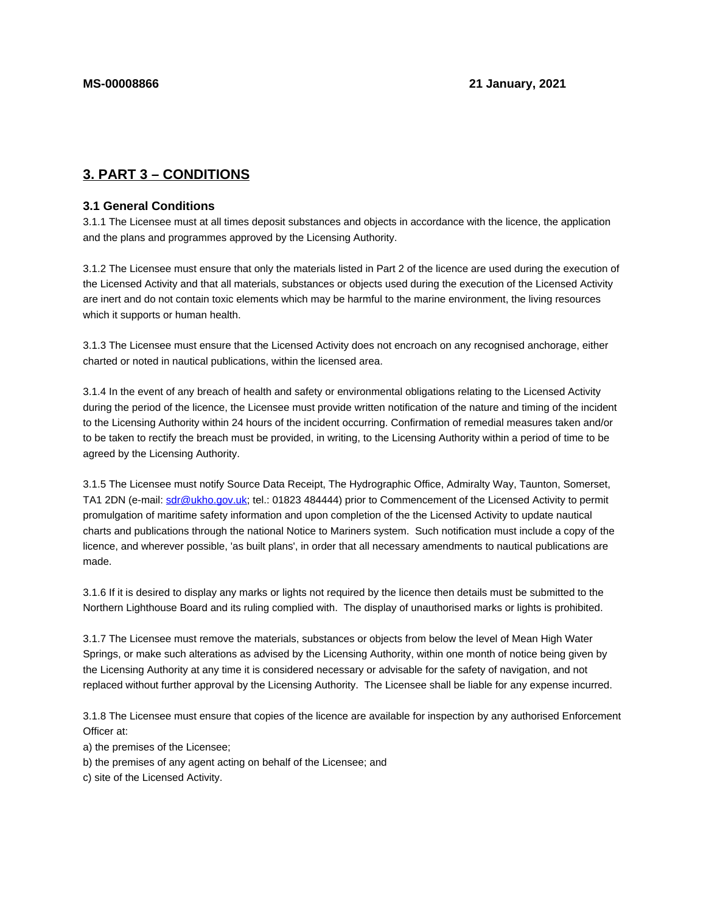## 3. PART 3 – CONDITIONS

### 3.1 General Conditions

3.1.1 The Licensee must at all times deposit substances and objects in accordance with the licence, the application and the plans and programmes approved by the Licensing Authority.

3.1.2 The Licensee must ensure that only the materials listed in Part 2 of the licence are used during the execution of the Licensed Activity and that all materials, substances or objects used during the execution of the Licensed Activity are inert and do not contain toxic elements which may be harmful to the marine environment, the living resources which it supports or human health.

3.1.3 The Licensee must ensure that the Licensed Activity does not encroach on any recognised anchorage, either charted or noted in nautical publications, within the licensed area.

3.1.4 In the event of any breach of health and safety or environmental obligations relating to the Licensed Activity during the period of the licence, the Licensee must provide written notification of the nature and timing of the incident to the Licensing Authority within 24 hours of the incident occurring. Confirmation of remedial measures taken and/or to be taken to rectify the breach must be provided, in writing, to the Licensing Authority within a period of time to be agreed by the Licensing Authority.

3.1.5 The Licensee must notify Source Data Receipt, The Hydrographic Office, Admiralty Way, Taunton, Somerset, TA1 2DN (e-mail: sdr@ukho.gov.uk; tel.: 01823 484444) prior to Commencement of the Licensed Activity to permit promulgation of maritime safety information and upon completion of the the Licensed Activity to update nautical charts and publications through the national Notice to Mariners system. Such notification must include a copy of the licence, and wherever possible, 'as built plans', in order that all necessary amendments to nautical publications are made.

3.1.6 If it is desired to display any marks or lights not required by the licence then details must be submitted to the Northern Lighthouse Board and its ruling complied with. The display of unauthorised marks or lights is prohibited.

3.1.7 The Licensee must remove the materials, substances or objects from below the level of Mean High Water Springs, or make such alterations as advised by the Licensing Authority, within one month of notice being given by the Licensing Authority at any time it is considered necessary or advisable for the safety of navigation, and not replaced without further approval by the Licensing Authority. The Licensee shall be liable for any expense incurred.

3.1.8 The Licensee must ensure that copies of the licence are available for inspection by any authorised Enforcement Officer at:

a) the premises of the Licensee;
b) the premises of any agent acting on behalf of the Licensee; and
c) site of the Licensed Activity.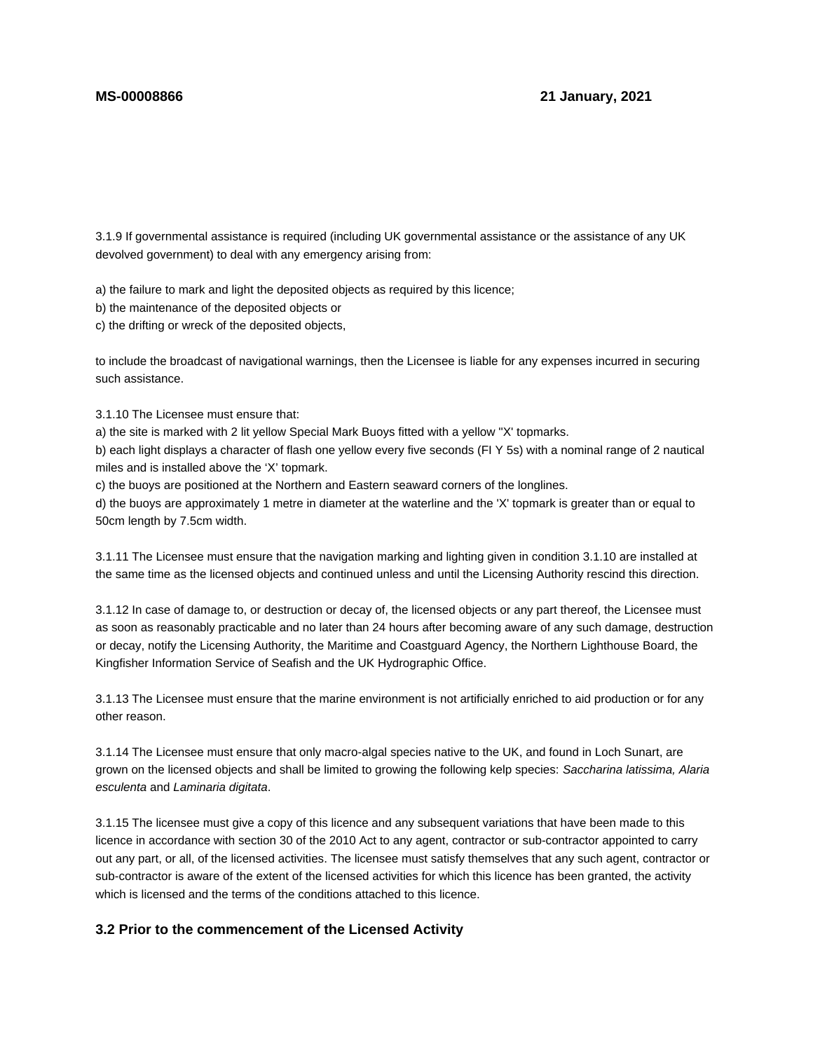3.1.9 If governmental assistance is required (including UK governmental assistance or the assistance of any UK devolved government) to deal with any emergency arising from:

a) the failure to mark and light the deposited objects as required by this licence;
b) the maintenance of the deposited objects or
c) the drifting or wreck of the deposited objects,

to include the broadcast of navigational warnings, then the Licensee is liable for any expenses incurred in securing such assistance.

3.1.10 The Licensee must ensure that:
a) the site is marked with 2 lit yellow Special Mark Buoys fitted with a yellow "X' topmarks.
b) each light displays a character of flash one yellow every five seconds (Fl Y 5s) with a nominal range of 2 nautical miles and is installed above the 'X' topmark.
c) the buoys are positioned at the Northern and Eastern seaward corners of the longlines.
d) the buoys are approximately 1 metre in diameter at the waterline and the 'X' topmark is greater than or equal to 50cm length by 7.5cm width.

3.1.11 The Licensee must ensure that the navigation marking and lighting given in condition 3.1.10 are installed at the same time as the licensed objects and continued unless and until the Licensing Authority rescind this direction.

3.1.12 In case of damage to, or destruction or decay of, the licensed objects or any part thereof, the Licensee must as soon as reasonably practicable and no later than 24 hours after becoming aware of any such damage, destruction or decay, notify the Licensing Authority, the Maritime and Coastguard Agency, the Northern Lighthouse Board, the Kingfisher Information Service of Seafish and the UK Hydrographic Office.

3.1.13 The Licensee must ensure that the marine environment is not artificially enriched to aid production or for any other reason.

3.1.14 The Licensee must ensure that only macro-algal species native to the UK, and found in Loch Sunart, are grown on the licensed objects and shall be limited to growing the following kelp species: *Saccharina latissima, Alaria esculenta* and *Laminaria digitata*.

3.1.15 The licensee must give a copy of this licence and any subsequent variations that have been made to this licence in accordance with section 30 of the 2010 Act to any agent, contractor or sub-contractor appointed to carry out any part, or all, of the licensed activities. The licensee must satisfy themselves that any such agent, contractor or sub-contractor is aware of the extent of the licensed activities for which this licence has been granted, the activity which is licensed and the terms of the conditions attached to this licence.

### 3.2 Prior to the commencement of the Licensed Activity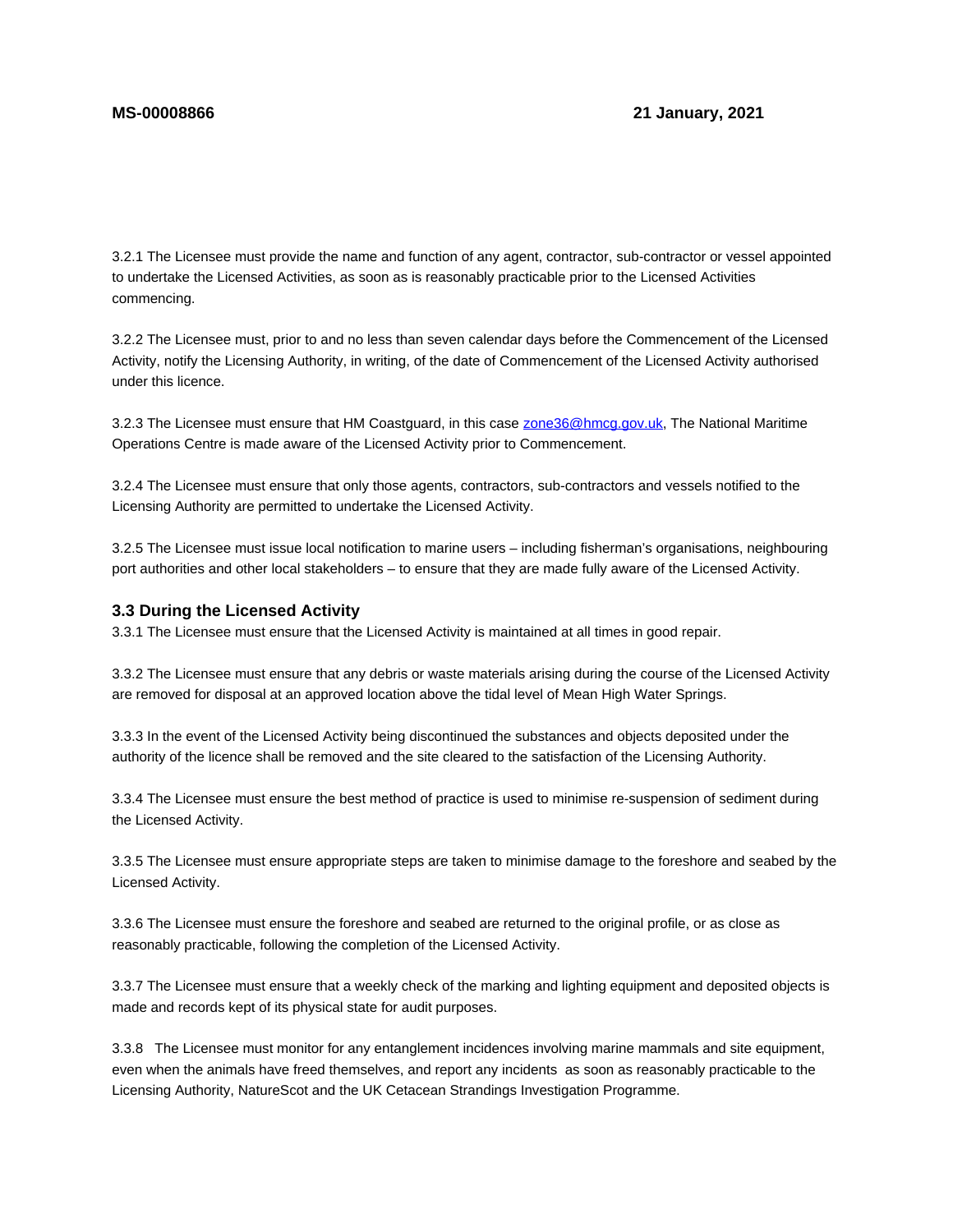3.2.1 The Licensee must provide the name and function of any agent, contractor, sub-contractor or vessel appointed to undertake the Licensed Activities, as soon as is reasonably practicable prior to the Licensed Activities commencing.

3.2.2 The Licensee must, prior to and no less than seven calendar days before the Commencement of the Licensed Activity, notify the Licensing Authority, in writing, of the date of Commencement of the Licensed Activity authorised under this licence.

3.2.3 The Licensee must ensure that HM Coastguard, in this case zone36@hmcg.gov.uk, The National Maritime Operations Centre is made aware of the Licensed Activity prior to Commencement.

3.2.4 The Licensee must ensure that only those agents, contractors, sub-contractors and vessels notified to the Licensing Authority are permitted to undertake the Licensed Activity.

3.2.5 The Licensee must issue local notification to marine users – including fisherman's organisations, neighbouring port authorities and other local stakeholders – to ensure that they are made fully aware of the Licensed Activity.

### 3.3 During the Licensed Activity

3.3.1 The Licensee must ensure that the Licensed Activity is maintained at all times in good repair.

3.3.2 The Licensee must ensure that any debris or waste materials arising during the course of the Licensed Activity are removed for disposal at an approved location above the tidal level of Mean High Water Springs.

3.3.3 In the event of the Licensed Activity being discontinued the substances and objects deposited under the authority of the licence shall be removed and the site cleared to the satisfaction of the Licensing Authority.

3.3.4 The Licensee must ensure the best method of practice is used to minimise re-suspension of sediment during the Licensed Activity.

3.3.5 The Licensee must ensure appropriate steps are taken to minimise damage to the foreshore and seabed by the Licensed Activity.

3.3.6 The Licensee must ensure the foreshore and seabed are returned to the original profile, or as close as reasonably practicable, following the completion of the Licensed Activity.

3.3.7 The Licensee must ensure that a weekly check of the marking and lighting equipment and deposited objects is made and records kept of its physical state for audit purposes.

3.3.8 The Licensee must monitor for any entanglement incidences involving marine mammals and site equipment, even when the animals have freed themselves, and report any incidents as soon as reasonably practicable to the Licensing Authority, NatureScot and the UK Cetacean Strandings Investigation Programme.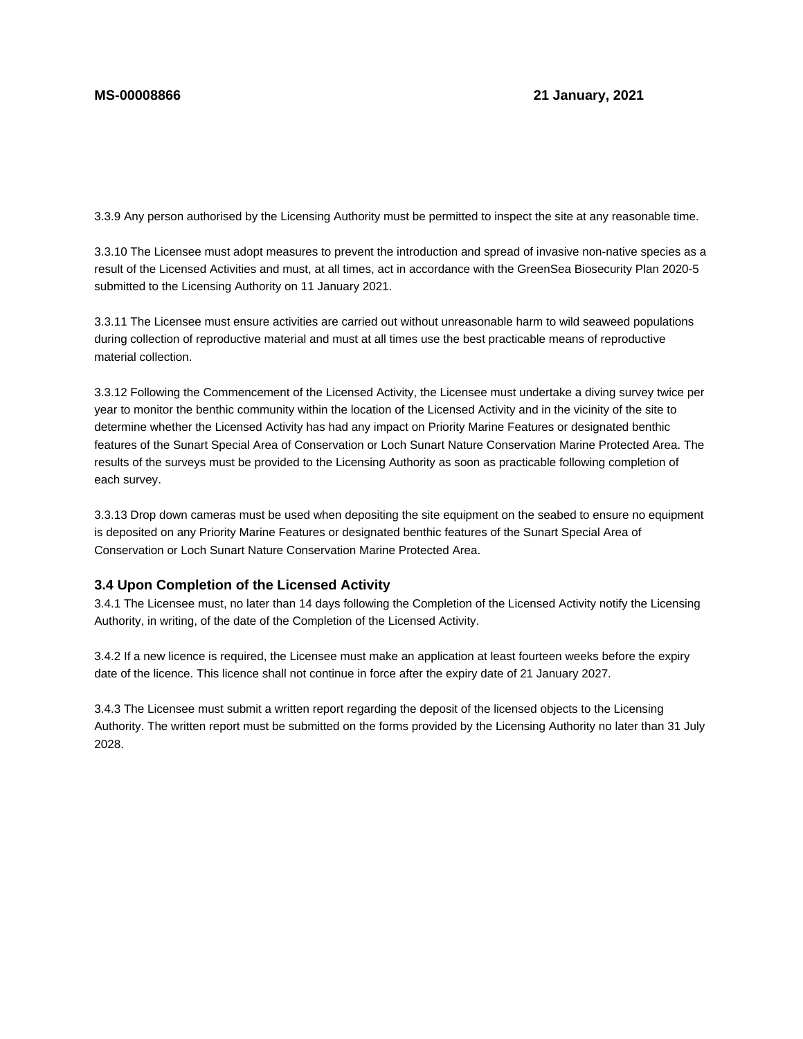3.3.9 Any person authorised by the Licensing Authority must be permitted to inspect the site at any reasonable time.

3.3.10 The Licensee must adopt measures to prevent the introduction and spread of invasive non-native species as a result of the Licensed Activities and must, at all times, act in accordance with the GreenSea Biosecurity Plan 2020-5 submitted to the Licensing Authority on 11 January 2021.

3.3.11 The Licensee must ensure activities are carried out without unreasonable harm to wild seaweed populations during collection of reproductive material and must at all times use the best practicable means of reproductive material collection.

3.3.12 Following the Commencement of the Licensed Activity, the Licensee must undertake a diving survey twice per year to monitor the benthic community within the location of the Licensed Activity and in the vicinity of the site to determine whether the Licensed Activity has had any impact on Priority Marine Features or designated benthic features of the Sunart Special Area of Conservation or Loch Sunart Nature Conservation Marine Protected Area. The results of the surveys must be provided to the Licensing Authority as soon as practicable following completion of each survey.

3.3.13 Drop down cameras must be used when depositing the site equipment on the seabed to ensure no equipment is deposited on any Priority Marine Features or designated benthic features of the Sunart Special Area of Conservation or Loch Sunart Nature Conservation Marine Protected Area.

### 3.4 Upon Completion of the Licensed Activity

3.4.1 The Licensee must, no later than 14 days following the Completion of the Licensed Activity notify the Licensing Authority, in writing, of the date of the Completion of the Licensed Activity.

3.4.2 If a new licence is required, the Licensee must make an application at least fourteen weeks before the expiry date of the licence. This licence shall not continue in force after the expiry date of 21 January 2027.

3.4.3 The Licensee must submit a written report regarding the deposit of the licensed objects to the Licensing Authority. The written report must be submitted on the forms provided by the Licensing Authority no later than 31 July 2028.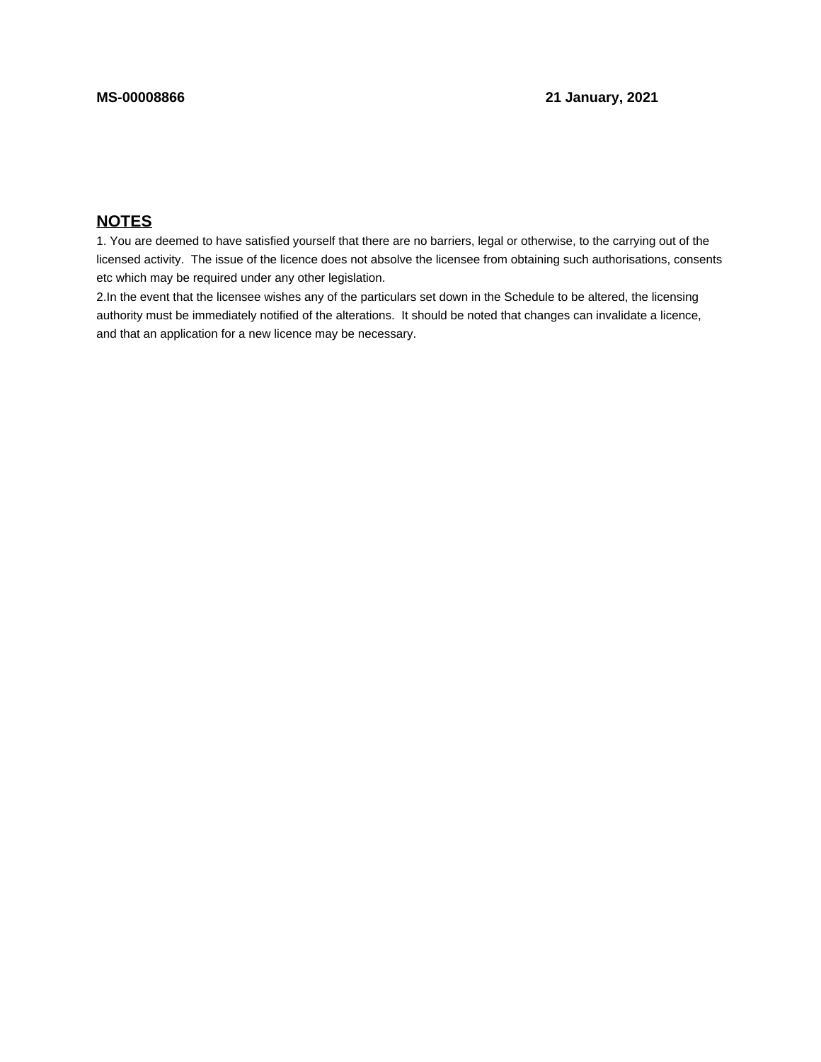**MS-00008866** **21 January, 2021**

## NOTES

1. You are deemed to have satisfied yourself that there are no barriers, legal or otherwise, to the carrying out of the licensed activity. The issue of the licence does not absolve the licensee from obtaining such authorisations, consents etc which may be required under any other legislation.

2.In the event that the licensee wishes any of the particulars set down in the Schedule to be altered, the licensing authority must be immediately notified of the alterations. It should be noted that changes can invalidate a licence, and that an application for a new licence may be necessary.